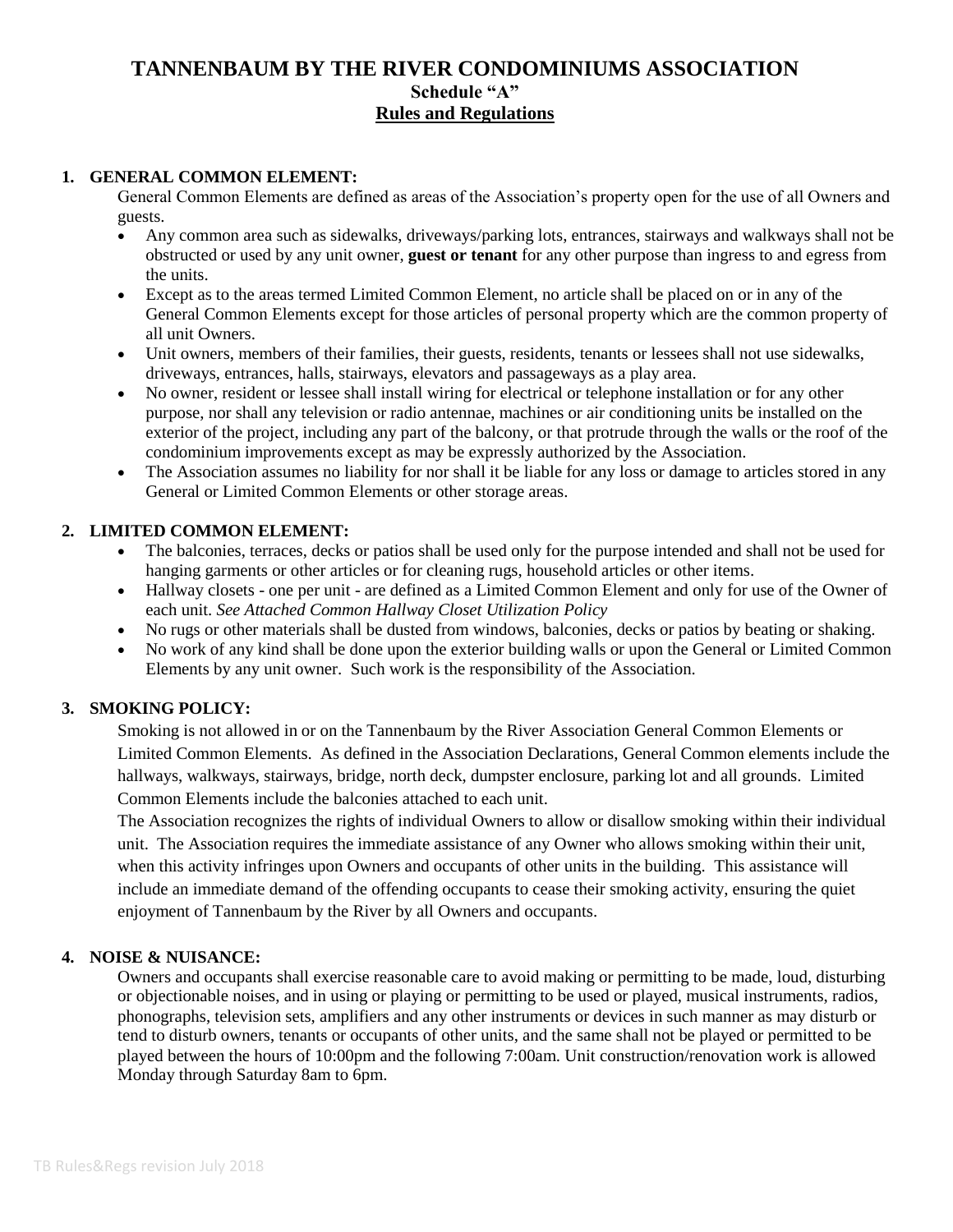# TANNENBAUM BY THE RIVER CONDOMINIUMS ASSOCIATION

## Schedule "A"

## Rules and Regulations

1. **GENERAL COMMON ELEMENT:**

   General Common Elements are defined as areas of the Association's property open for the use of all Owners and guests.

   - Any common area such as sidewalks, driveways/parking lots, entrances, stairways and walkways shall not be obstructed or used by any unit owner, **guest or tenant** for any other purpose than ingress to and egress from the units.
   - Except as to the areas termed Limited Common Element, no article shall be placed on or in any of the General Common Elements except for those articles of personal property which are the common property of all unit Owners.
   - Unit owners, members of their families, their guests, residents, tenants or lessees shall not use sidewalks, driveways, entrances, halls, stairways, elevators and passageways as a play area.
   - No owner, resident or lessee shall install wiring for electrical or telephone installation or for any other purpose, nor shall any television or radio antennae, machines or air conditioning units be installed on the exterior of the project, including any part of the balcony, or that protrude through the walls or the roof of the condominium improvements except as may be expressly authorized by the Association.
   - The Association assumes no liability for nor shall it be liable for any loss or damage to articles stored in any General or Limited Common Elements or other storage areas.

2. **LIMITED COMMON ELEMENT:**

   - The balconies, terraces, decks or patios shall be used only for the purpose intended and shall not be used for hanging garments or other articles or for cleaning rugs, household articles or other items.
   - Hallway closets - one per unit - are defined as a Limited Common Element and only for use of the Owner of each unit. *See Attached Common Hallway Closet Utilization Policy*
   - No rugs or other materials shall be dusted from windows, balconies, decks or patios by beating or shaking.
   - No work of any kind shall be done upon the exterior building walls or upon the General or Limited Common Elements by any unit owner. Such work is the responsibility of the Association.

3. **SMOKING POLICY:**

   Smoking is not allowed in or on the Tannenbaum by the River Association General Common Elements or Limited Common Elements. As defined in the Association Declarations, General Common elements include the hallways, walkways, stairways, bridge, north deck, dumpster enclosure, parking lot and all grounds. Limited Common Elements include the balconies attached to each unit.

   The Association recognizes the rights of individual Owners to allow or disallow smoking within their individual unit. The Association requires the immediate assistance of any Owner who allows smoking within their unit, when this activity infringes upon Owners and occupants of other units in the building. This assistance will include an immediate demand of the offending occupants to cease their smoking activity, ensuring the quiet enjoyment of Tannenbaum by the River by all Owners and occupants.

4. **NOISE & NUISANCE:**

   Owners and occupants shall exercise reasonable care to avoid making or permitting to be made, loud, disturbing or objectionable noises, and in using or playing or permitting to be used or played, musical instruments, radios, phonographs, television sets, amplifiers and any other instruments or devices in such manner as may disturb or tend to disturb owners, tenants or occupants of other units, and the same shall not be played or permitted to be played between the hours of 10:00pm and the following 7:00am. Unit construction/renovation work is allowed Monday through Saturday 8am to 6pm.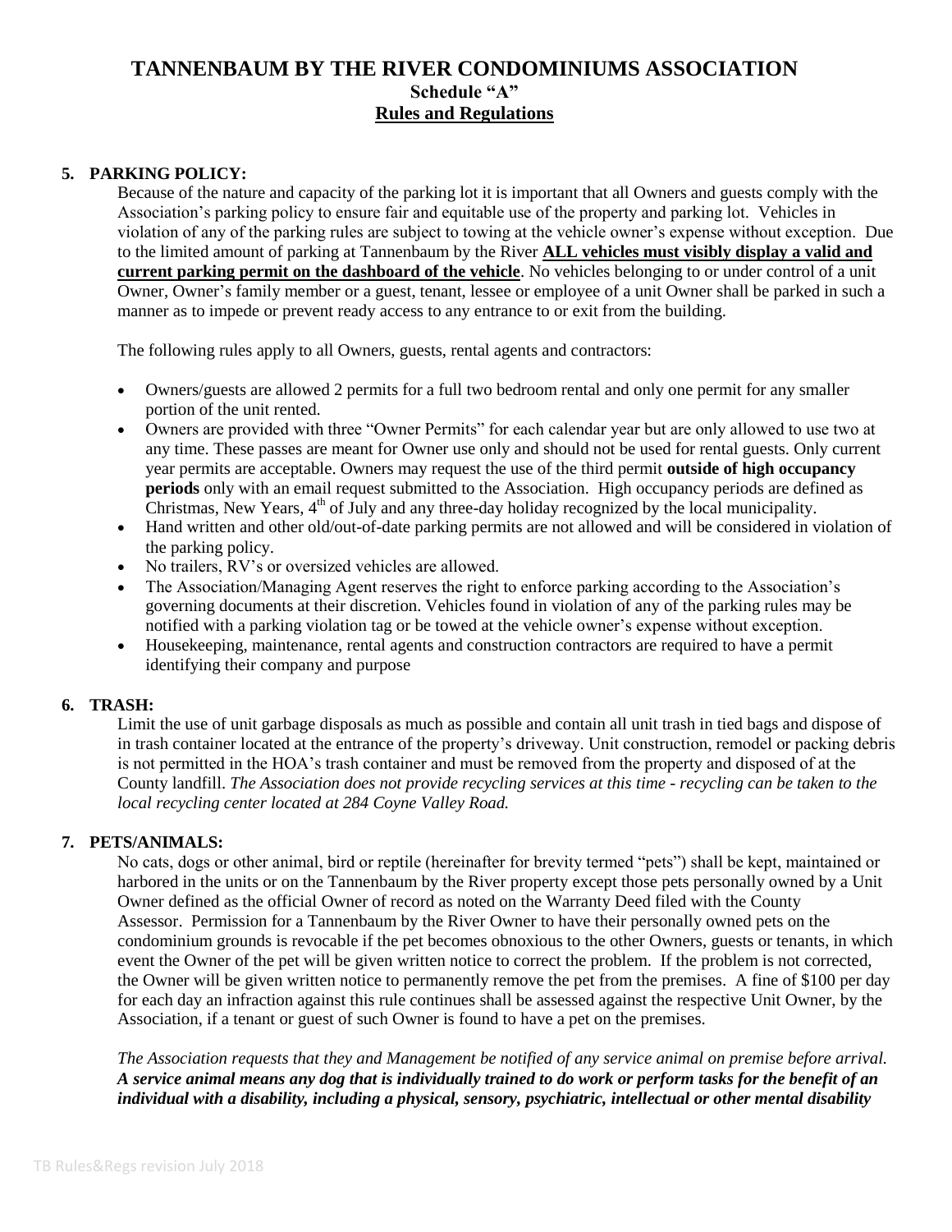# TANNENBAUM BY THE RIVER CONDOMINIUMS ASSOCIATION

## Schedule "A"

## **Rules and Regulations**

**5. PARKING POLICY:**

Because of the nature and capacity of the parking lot it is important that all Owners and guests comply with the Association's parking policy to ensure fair and equitable use of the property and parking lot. Vehicles in violation of any of the parking rules are subject to towing at the vehicle owner's expense without exception. Due to the limited amount of parking at Tannenbaum by the River **ALL vehicles must visibly display a valid and current parking permit on the dashboard of the vehicle**. No vehicles belonging to or under control of a unit Owner, Owner's family member or a guest, tenant, lessee or employee of a unit Owner shall be parked in such a manner as to impede or prevent ready access to any entrance to or exit from the building.

The following rules apply to all Owners, guests, rental agents and contractors:

- Owners/guests are allowed 2 permits for a full two bedroom rental and only one permit for any smaller portion of the unit rented.
- Owners are provided with three "Owner Permits" for each calendar year but are only allowed to use two at any time. These passes are meant for Owner use only and should not be used for rental guests. Only current year permits are acceptable. Owners may request the use of the third permit **outside of high occupancy periods** only with an email request submitted to the Association. High occupancy periods are defined as Christmas, New Years, 4th of July and any three-day holiday recognized by the local municipality.
- Hand written and other old/out-of-date parking permits are not allowed and will be considered in violation of the parking policy.
- No trailers, RV's or oversized vehicles are allowed.
- The Association/Managing Agent reserves the right to enforce parking according to the Association's governing documents at their discretion. Vehicles found in violation of any of the parking rules may be notified with a parking violation tag or be towed at the vehicle owner's expense without exception.
- Housekeeping, maintenance, rental agents and construction contractors are required to have a permit identifying their company and purpose

**6. TRASH:**

Limit the use of unit garbage disposals as much as possible and contain all unit trash in tied bags and dispose of in trash container located at the entrance of the property's driveway. Unit construction, remodel or packing debris is not permitted in the HOA's trash container and must be removed from the property and disposed of at the County landfill. *The Association does not provide recycling services at this time - recycling can be taken to the local recycling center located at 284 Coyne Valley Road.*

**7. PETS/ANIMALS:**

No cats, dogs or other animal, bird or reptile (hereinafter for brevity termed "pets") shall be kept, maintained or harbored in the units or on the Tannenbaum by the River property except those pets personally owned by a Unit Owner defined as the official Owner of record as noted on the Warranty Deed filed with the County Assessor. Permission for a Tannenbaum by the River Owner to have their personally owned pets on the condominium grounds is revocable if the pet becomes obnoxious to the other Owners, guests or tenants, in which event the Owner of the pet will be given written notice to correct the problem. If the problem is not corrected, the Owner will be given written notice to permanently remove the pet from the premises. A fine of $100 per day for each day an infraction against this rule continues shall be assessed against the respective Unit Owner, by the Association, if a tenant or guest of such Owner is found to have a pet on the premises.

*The Association requests that they and Management be notified of any service animal on premise before arrival.* ***A service animal means any dog that is individually trained to do work or perform tasks for the benefit of an individual with a disability, including a physical, sensory, psychiatric, intellectual or other mental disability***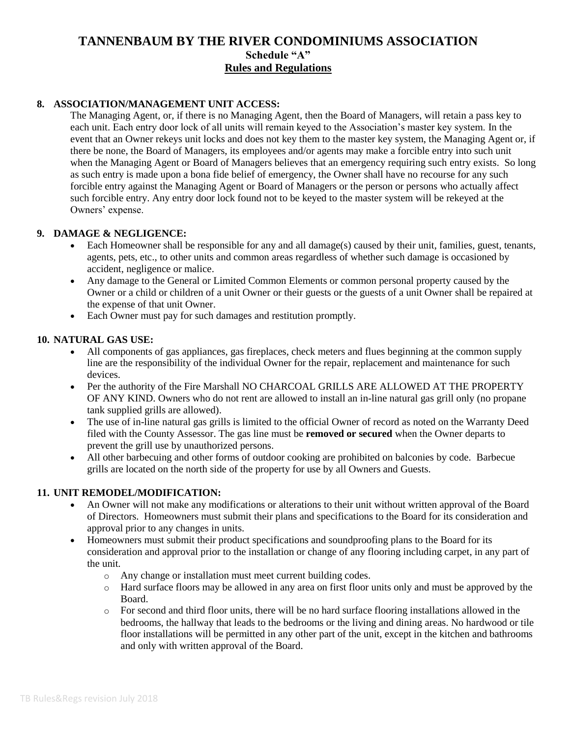# TANNENBAUM BY THE RIVER CONDOMINIUMS ASSOCIATION

## Schedule "A"

## Rules and Regulations

**8. ASSOCIATION/MANAGEMENT UNIT ACCESS:**

The Managing Agent, or, if there is no Managing Agent, then the Board of Managers, will retain a pass key to each unit. Each entry door lock of all units will remain keyed to the Association's master key system. In the event that an Owner rekeys unit locks and does not key them to the master key system, the Managing Agent or, if there be none, the Board of Managers, its employees and/or agents may make a forcible entry into such unit when the Managing Agent or Board of Managers believes that an emergency requiring such entry exists. So long as such entry is made upon a bona fide belief of emergency, the Owner shall have no recourse for any such forcible entry against the Managing Agent or Board of Managers or the person or persons who actually affect such forcible entry. Any entry door lock found not to be keyed to the master system will be rekeyed at the Owners' expense.

**9. DAMAGE & NEGLIGENCE:**

- Each Homeowner shall be responsible for any and all damage(s) caused by their unit, families, guest, tenants, agents, pets, etc., to other units and common areas regardless of whether such damage is occasioned by accident, negligence or malice.
- Any damage to the General or Limited Common Elements or common personal property caused by the Owner or a child or children of a unit Owner or their guests or the guests of a unit Owner shall be repaired at the expense of that unit Owner.
- Each Owner must pay for such damages and restitution promptly.

**10. NATURAL GAS USE:**

- All components of gas appliances, gas fireplaces, check meters and flues beginning at the common supply line are the responsibility of the individual Owner for the repair, replacement and maintenance for such devices.
- Per the authority of the Fire Marshall NO CHARCOAL GRILLS ARE ALLOWED AT THE PROPERTY OF ANY KIND. Owners who do not rent are allowed to install an in-line natural gas grill only (no propane tank supplied grills are allowed).
- The use of in-line natural gas grills is limited to the official Owner of record as noted on the Warranty Deed filed with the County Assessor. The gas line must be **removed or secured** when the Owner departs to prevent the grill use by unauthorized persons.
- All other barbecuing and other forms of outdoor cooking are prohibited on balconies by code. Barbecue grills are located on the north side of the property for use by all Owners and Guests.

**11. UNIT REMODEL/MODIFICATION:**

- An Owner will not make any modifications or alterations to their unit without written approval of the Board of Directors. Homeowners must submit their plans and specifications to the Board for its consideration and approval prior to any changes in units.
- Homeowners must submit their product specifications and soundproofing plans to the Board for its consideration and approval prior to the installation or change of any flooring including carpet, in any part of the unit.
  - Any change or installation must meet current building codes.
  - Hard surface floors may be allowed in any area on first floor units only and must be approved by the Board.
  - For second and third floor units, there will be no hard surface flooring installations allowed in the bedrooms, the hallway that leads to the bedrooms or the living and dining areas. No hardwood or tile floor installations will be permitted in any other part of the unit, except in the kitchen and bathrooms and only with written approval of the Board.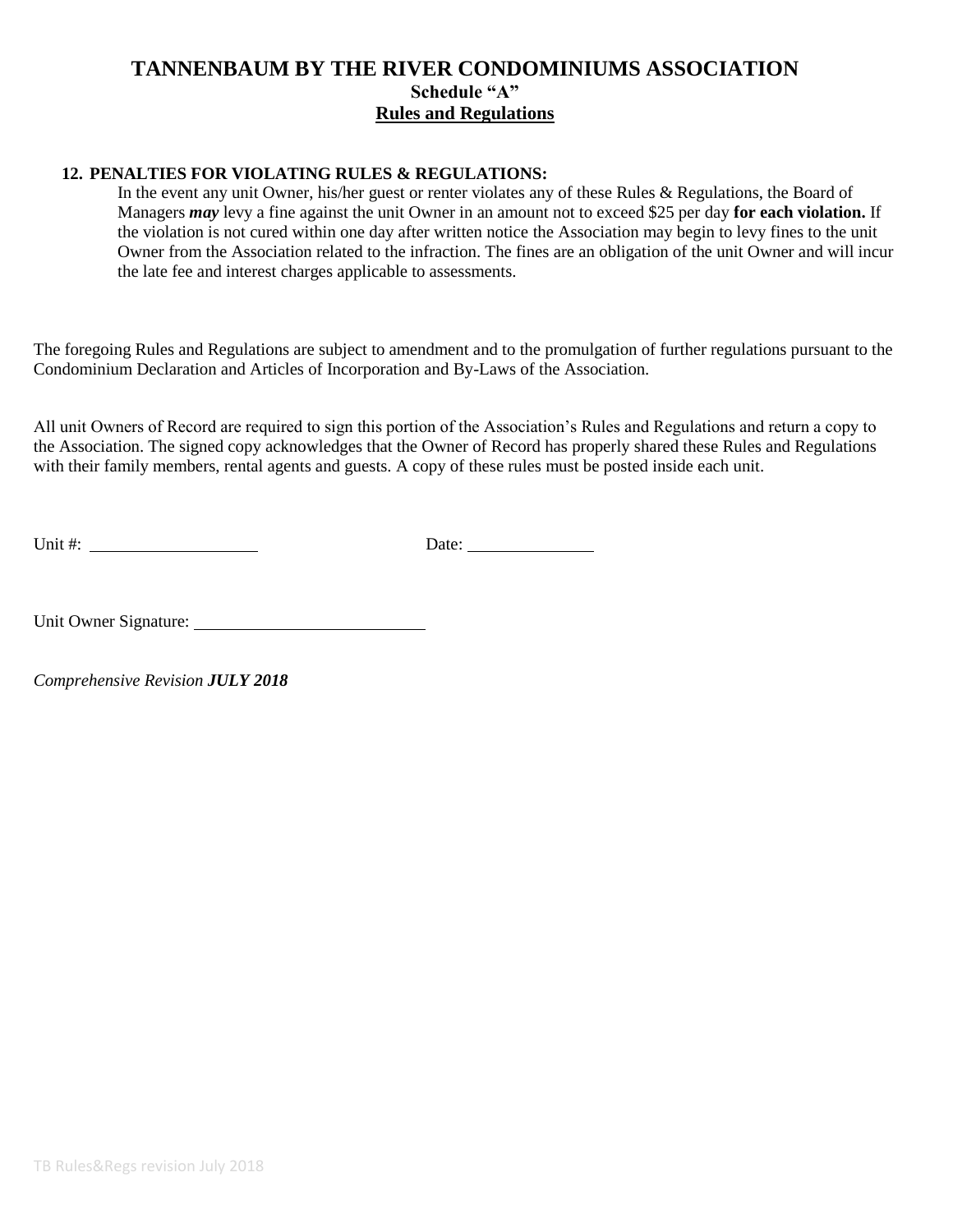# TANNENBAUM BY THE RIVER CONDOMINIUMS ASSOCIATION

## Schedule "A"

## Rules and Regulations

**12. PENALTIES FOR VIOLATING RULES & REGULATIONS:**

In the event any unit Owner, his/her guest or renter violates any of these Rules & Regulations, the Board of Managers ***may*** levy a fine against the unit Owner in an amount not to exceed $25 per day **for each violation.** If the violation is not cured within one day after written notice the Association may begin to levy fines to the unit Owner from the Association related to the infraction. The fines are an obligation of the unit Owner and will incur the late fee and interest charges applicable to assessments.

The foregoing Rules and Regulations are subject to amendment and to the promulgation of further regulations pursuant to the Condominium Declaration and Articles of Incorporation and By-Laws of the Association.

All unit Owners of Record are required to sign this portion of the Association's Rules and Regulations and return a copy to the Association. The signed copy acknowledges that the Owner of Record has properly shared these Rules and Regulations with their family members, rental agents and guests. A copy of these rules must be posted inside each unit.

Unit #: ____________________ Date: _______________

Unit Owner Signature: ___________________________

*Comprehensive Revision **JULY 2018***